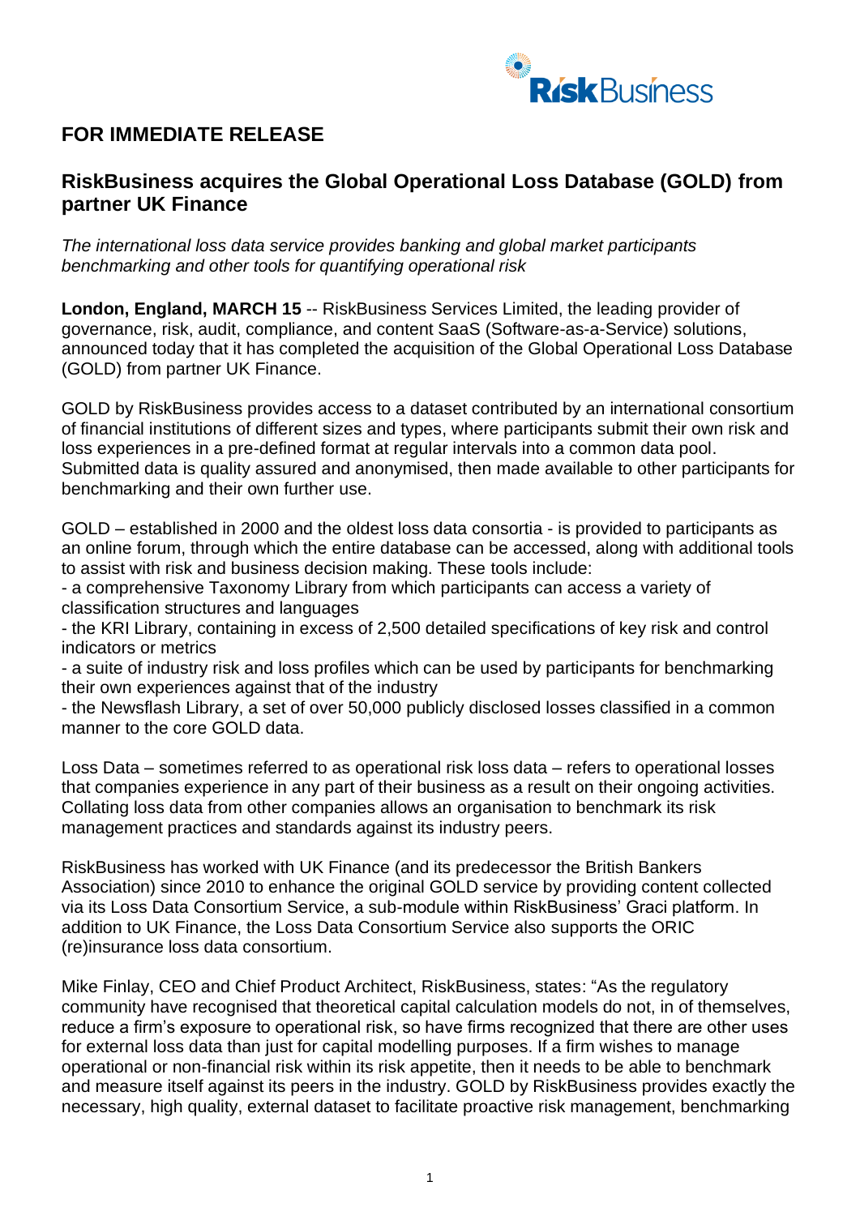## FOR IMMEDIATE RELEASE

## RiskBusiness acquires the Global Operational Loss Database (GOLD) from partner UK Finance

*The international loss data service provides banking and global market participants benchmarking and other tools for quantifying operational risk*

**London, England, MARCH 15** -- RiskBusiness Services Limited, the leading provider of governance, risk, audit, compliance, and content SaaS (Software-as-a-Service) solutions, announced today that it has completed the acquisition of the Global Operational Loss Database (GOLD) from partner UK Finance.

GOLD by RiskBusiness provides access to a dataset contributed by an international consortium of financial institutions of different sizes and types, where participants submit their own risk and loss experiences in a pre-defined format at regular intervals into a common data pool. Submitted data is quality assured and anonymised, then made available to other participants for benchmarking and their own further use.

GOLD – established in 2000 and the oldest loss data consortia - is provided to participants as an online forum, through which the entire database can be accessed, along with additional tools to assist with risk and business decision making. These tools include:

- a comprehensive Taxonomy Library from which participants can access a variety of classification structures and languages
- the KRI Library, containing in excess of 2,500 detailed specifications of key risk and control indicators or metrics
- a suite of industry risk and loss profiles which can be used by participants for benchmarking their own experiences against that of the industry
- the Newsflash Library, a set of over 50,000 publicly disclosed losses classified in a common manner to the core GOLD data.

Loss Data – sometimes referred to as operational risk loss data – refers to operational losses that companies experience in any part of their business as a result on their ongoing activities. Collating loss data from other companies allows an organisation to benchmark its risk management practices and standards against its industry peers.

RiskBusiness has worked with UK Finance (and its predecessor the British Bankers Association) since 2010 to enhance the original GOLD service by providing content collected via its Loss Data Consortium Service, a sub-module within RiskBusiness' Graci platform. In addition to UK Finance, the Loss Data Consortium Service also supports the ORIC (re)insurance loss data consortium.

Mike Finlay, CEO and Chief Product Architect, RiskBusiness, states: "As the regulatory community have recognised that theoretical capital calculation models do not, in of themselves, reduce a firm's exposure to operational risk, so have firms recognized that there are other uses for external loss data than just for capital modelling purposes. If a firm wishes to manage operational or non-financial risk within its risk appetite, then it needs to be able to benchmark and measure itself against its peers in the industry. GOLD by RiskBusiness provides exactly the necessary, high quality, external dataset to facilitate proactive risk management, benchmarking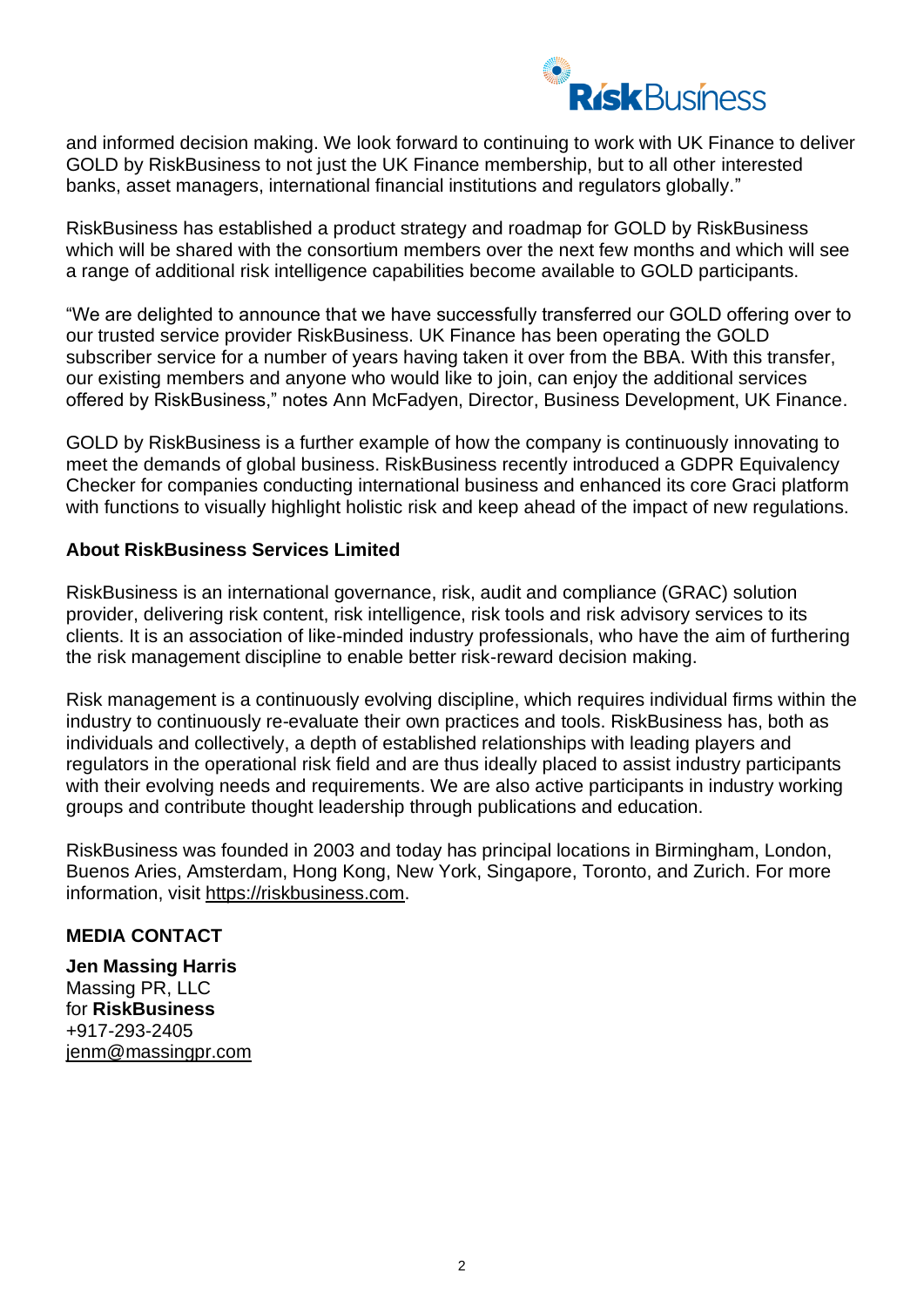and informed decision making. We look forward to continuing to work with UK Finance to deliver GOLD by RiskBusiness to not just the UK Finance membership, but to all other interested banks, asset managers, international financial institutions and regulators globally."

RiskBusiness has established a product strategy and roadmap for GOLD by RiskBusiness which will be shared with the consortium members over the next few months and which will see a range of additional risk intelligence capabilities become available to GOLD participants.

"We are delighted to announce that we have successfully transferred our GOLD offering over to our trusted service provider RiskBusiness. UK Finance has been operating the GOLD subscriber service for a number of years having taken it over from the BBA. With this transfer, our existing members and anyone who would like to join, can enjoy the additional services offered by RiskBusiness," notes Ann McFadyen, Director, Business Development, UK Finance.

GOLD by RiskBusiness is a further example of how the company is continuously innovating to meet the demands of global business. RiskBusiness recently introduced a GDPR Equivalency Checker for companies conducting international business and enhanced its core Graci platform with functions to visually highlight holistic risk and keep ahead of the impact of new regulations.

**About RiskBusiness Services Limited**

RiskBusiness is an international governance, risk, audit and compliance (GRAC) solution provider, delivering risk content, risk intelligence, risk tools and risk advisory services to its clients. It is an association of like-minded industry professionals, who have the aim of furthering the risk management discipline to enable better risk-reward decision making.

Risk management is a continuously evolving discipline, which requires individual firms within the industry to continuously re-evaluate their own practices and tools. RiskBusiness has, both as individuals and collectively, a depth of established relationships with leading players and regulators in the operational risk field and are thus ideally placed to assist industry participants with their evolving needs and requirements. We are also active participants in industry working groups and contribute thought leadership through publications and education.

RiskBusiness was founded in 2003 and today has principal locations in Birmingham, London, Buenos Aries, Amsterdam, Hong Kong, New York, Singapore, Toronto, and Zurich. For more information, visit https://riskbusiness.com.

**MEDIA CONTACT**

**Jen Massing Harris**
Massing PR, LLC
for **RiskBusiness**
+917-293-2405
jenm@massingpr.com